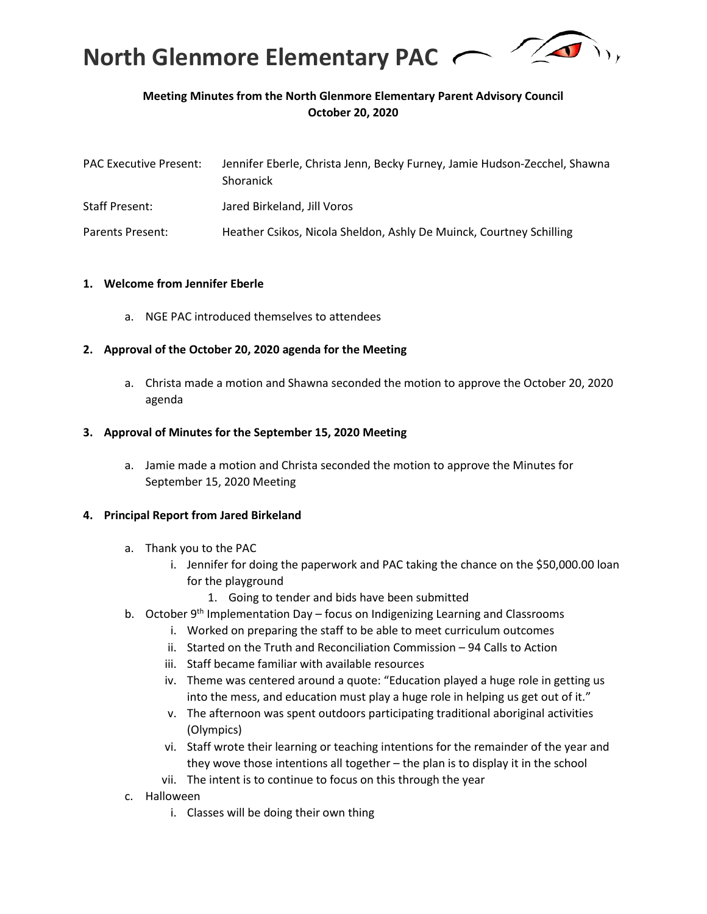// Page 1 of 4 (document 5021e97458b5)
# North Glenmore Elementary PAC

**Meeting Minutes from the North Glenmore Elementary Parent Advisory Council**
**October 20, 2020**

| | |
|---|---|
| PAC Executive Present: | Jennifer Eberle, Christa Jenn, Becky Furney, Jamie Hudson-Zecchel, Shawna Shoranick |
| Staff Present: | Jared Birkeland, Jill Voros |
| Parents Present: | Heather Csikos, Nicola Sheldon, Ashly De Muinck, Courtney Schilling |

**1. Welcome from Jennifer Eberle**

a. NGE PAC introduced themselves to attendees

**2. Approval of the October 20, 2020 agenda for the Meeting**

a. Christa made a motion and Shawna seconded the motion to approve the October 20, 2020 agenda

**3. Approval of Minutes for the September 15, 2020 Meeting**

a. Jamie made a motion and Christa seconded the motion to approve the Minutes for September 15, 2020 Meeting

**4. Principal Report from Jared Birkeland**

a. Thank you to the PAC
   i. Jennifer for doing the paperwork and PAC taking the chance on the $50,000.00 loan for the playground
      1. Going to tender and bids have been submitted

b. October 9th Implementation Day – focus on Indigenizing Learning and Classrooms
   i. Worked on preparing the staff to be able to meet curriculum outcomes
   ii. Started on the Truth and Reconciliation Commission – 94 Calls to Action
   iii. Staff became familiar with available resources
   iv. Theme was centered around a quote: "Education played a huge role in getting us into the mess, and education must play a huge role in helping us get out of it."
   v. The afternoon was spent outdoors participating traditional aboriginal activities (Olympics)
   vi. Staff wrote their learning or teaching intentions for the remainder of the year and they wove those intentions all together – the plan is to display it in the school
   vii. The intent is to continue to focus on this through the year

c. Halloween
   i. Classes will be doing their own thing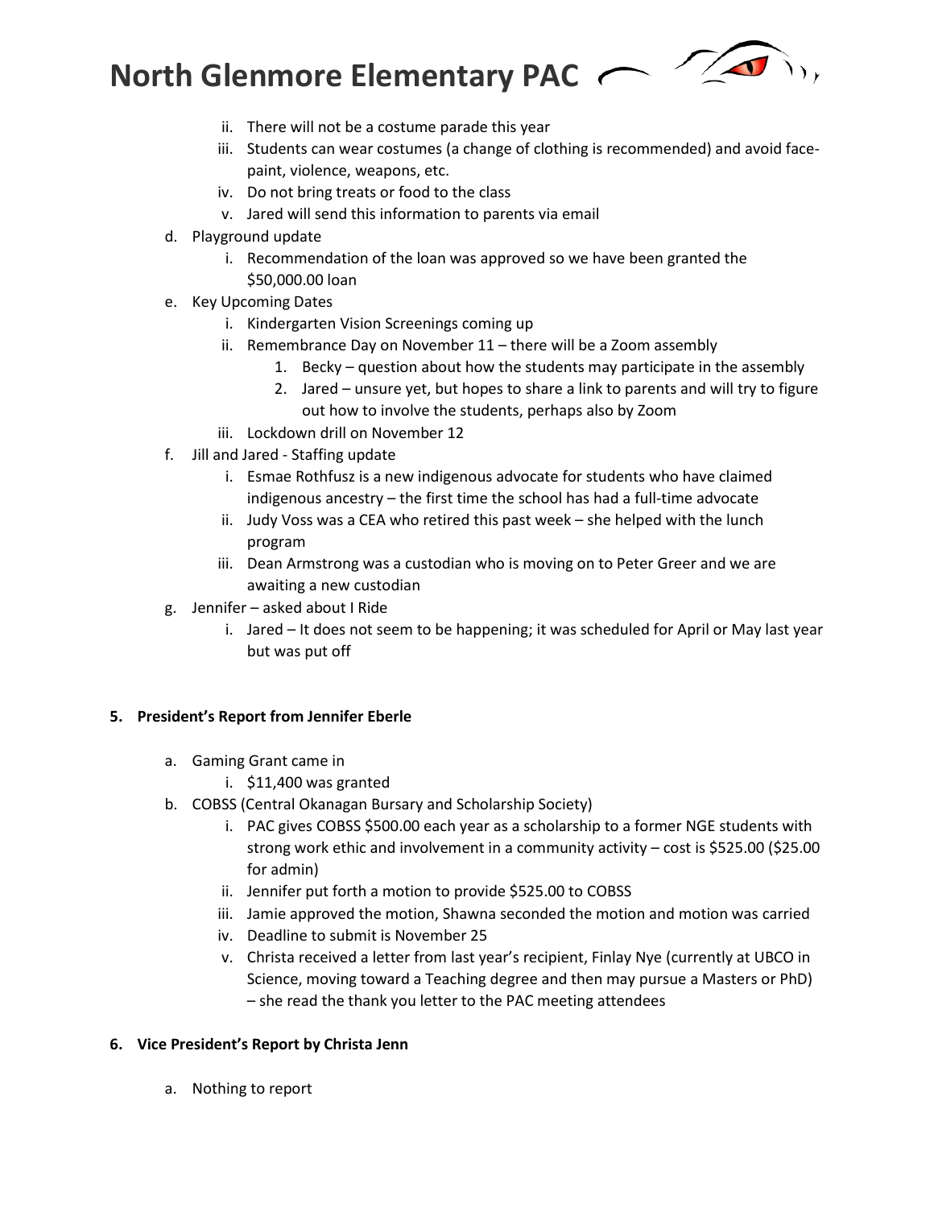ii. There will not be a costume parade this year
iii. Students can wear costumes (a change of clothing is recommended) and avoid face-paint, violence, weapons, etc.
iv. Do not bring treats or food to the class
v. Jared will send this information to parents via email

d. Playground update
   i. Recommendation of the loan was approved so we have been granted the $50,000.00 loan

e. Key Upcoming Dates
   i. Kindergarten Vision Screenings coming up
   ii. Remembrance Day on November 11 – there will be a Zoom assembly
      1. Becky – question about how the students may participate in the assembly
      2. Jared – unsure yet, but hopes to share a link to parents and will try to figure out how to involve the students, perhaps also by Zoom
   iii. Lockdown drill on November 12

f. Jill and Jared - Staffing update
   i. Esmae Rothfusz is a new indigenous advocate for students who have claimed indigenous ancestry – the first time the school has had a full-time advocate
   ii. Judy Voss was a CEA who retired this past week – she helped with the lunch program
   iii. Dean Armstrong was a custodian who is moving on to Peter Greer and we are awaiting a new custodian

g. Jennifer – asked about I Ride
   i. Jared – It does not seem to be happening; it was scheduled for April or May last year but was put off

**5. President's Report from Jennifer Eberle**

a. Gaming Grant came in
   i. $11,400 was granted

b. COBSS (Central Okanagan Bursary and Scholarship Society)
   i. PAC gives COBSS $500.00 each year as a scholarship to a former NGE students with strong work ethic and involvement in a community activity – cost is $525.00 ($25.00 for admin)
   ii. Jennifer put forth a motion to provide $525.00 to COBSS
   iii. Jamie approved the motion, Shawna seconded the motion and motion was carried
   iv. Deadline to submit is November 25
   v. Christa received a letter from last year's recipient, Finlay Nye (currently at UBCO in Science, moving toward a Teaching degree and then may pursue a Masters or PhD) – she read the thank you letter to the PAC meeting attendees

**6. Vice President's Report by Christa Jenn**

a. Nothing to report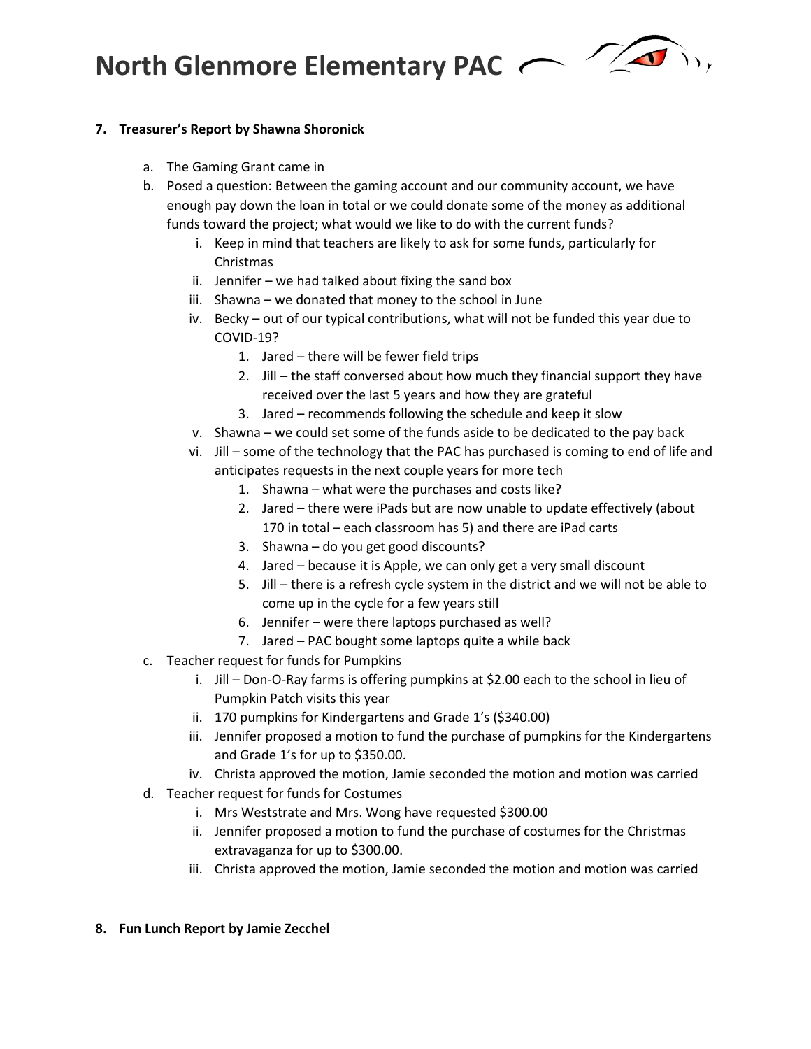**7. Treasurer's Report by Shawna Shoronick**

a. The Gaming Grant came in

b. Posed a question: Between the gaming account and our community account, we have enough pay down the loan in total or we could donate some of the money as additional funds toward the project; what would we like to do with the current funds?

    i. Keep in mind that teachers are likely to ask for some funds, particularly for Christmas

    ii. Jennifer – we had talked about fixing the sand box

    iii. Shawna – we donated that money to the school in June

    iv. Becky – out of our typical contributions, what will not be funded this year due to COVID-19?

        1. Jared – there will be fewer field trips

        2. Jill – the staff conversed about how much they financial support they have received over the last 5 years and how they are grateful

        3. Jared – recommends following the schedule and keep it slow

    v. Shawna – we could set some of the funds aside to be dedicated to the pay back

    vi. Jill – some of the technology that the PAC has purchased is coming to end of life and anticipates requests in the next couple years for more tech

        1. Shawna – what were the purchases and costs like?

        2. Jared – there were iPads but are now unable to update effectively (about 170 in total – each classroom has 5) and there are iPad carts

        3. Shawna – do you get good discounts?

        4. Jared – because it is Apple, we can only get a very small discount

        5. Jill – there is a refresh cycle system in the district and we will not be able to come up in the cycle for a few years still

        6. Jennifer – were there laptops purchased as well?

        7. Jared – PAC bought some laptops quite a while back

c. Teacher request for funds for Pumpkins

    i. Jill – Don-O-Ray farms is offering pumpkins at $2.00 each to the school in lieu of Pumpkin Patch visits this year

    ii. 170 pumpkins for Kindergartens and Grade 1's ($340.00)

    iii. Jennifer proposed a motion to fund the purchase of pumpkins for the Kindergartens and Grade 1's for up to $350.00.

    iv. Christa approved the motion, Jamie seconded the motion and motion was carried

d. Teacher request for funds for Costumes

    i. Mrs Weststrate and Mrs. Wong have requested $300.00

    ii. Jennifer proposed a motion to fund the purchase of costumes for the Christmas extravaganza for up to $300.00.

    iii. Christa approved the motion, Jamie seconded the motion and motion was carried

**8. Fun Lunch Report by Jamie Zecchel**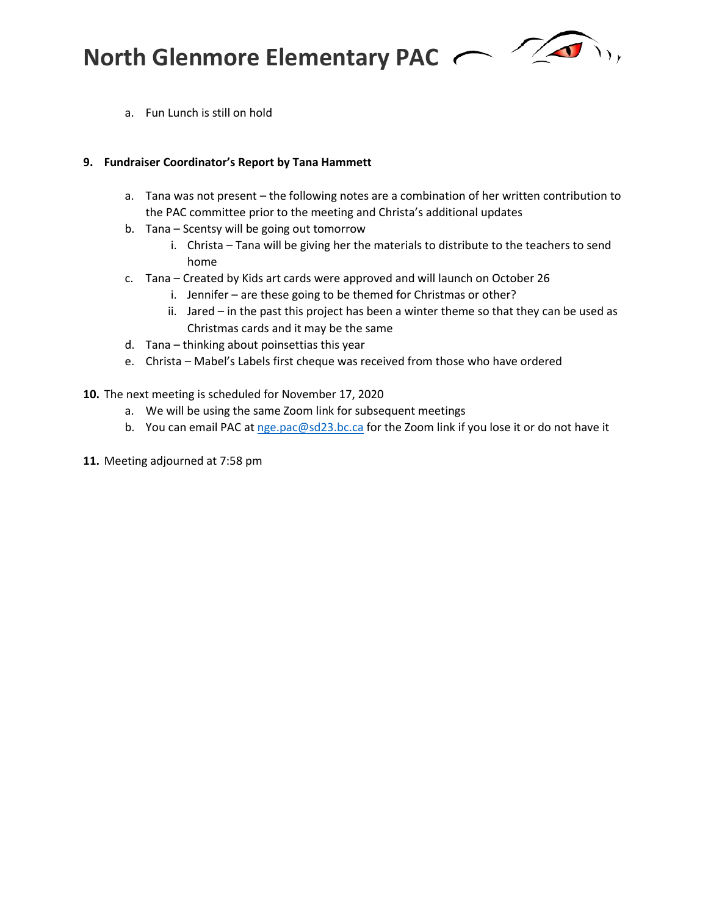a. Fun Lunch is still on hold

**9. Fundraiser Coordinator's Report by Tana Hammett**

a. Tana was not present – the following notes are a combination of her written contribution to the PAC committee prior to the meeting and Christa's additional updates
b. Tana – Scentsy will be going out tomorrow
    i. Christa – Tana will be giving her the materials to distribute to the teachers to send home
c. Tana – Created by Kids art cards were approved and will launch on October 26
    i. Jennifer – are these going to be themed for Christmas or other?
    ii. Jared – in the past this project has been a winter theme so that they can be used as Christmas cards and it may be the same
d. Tana – thinking about poinsettias this year
e. Christa – Mabel's Labels first cheque was received from those who have ordered

**10.** The next meeting is scheduled for November 17, 2020

a. We will be using the same Zoom link for subsequent meetings
b. You can email PAC at nge.pac@sd23.bc.ca for the Zoom link if you lose it or do not have it

**11.** Meeting adjourned at 7:58 pm